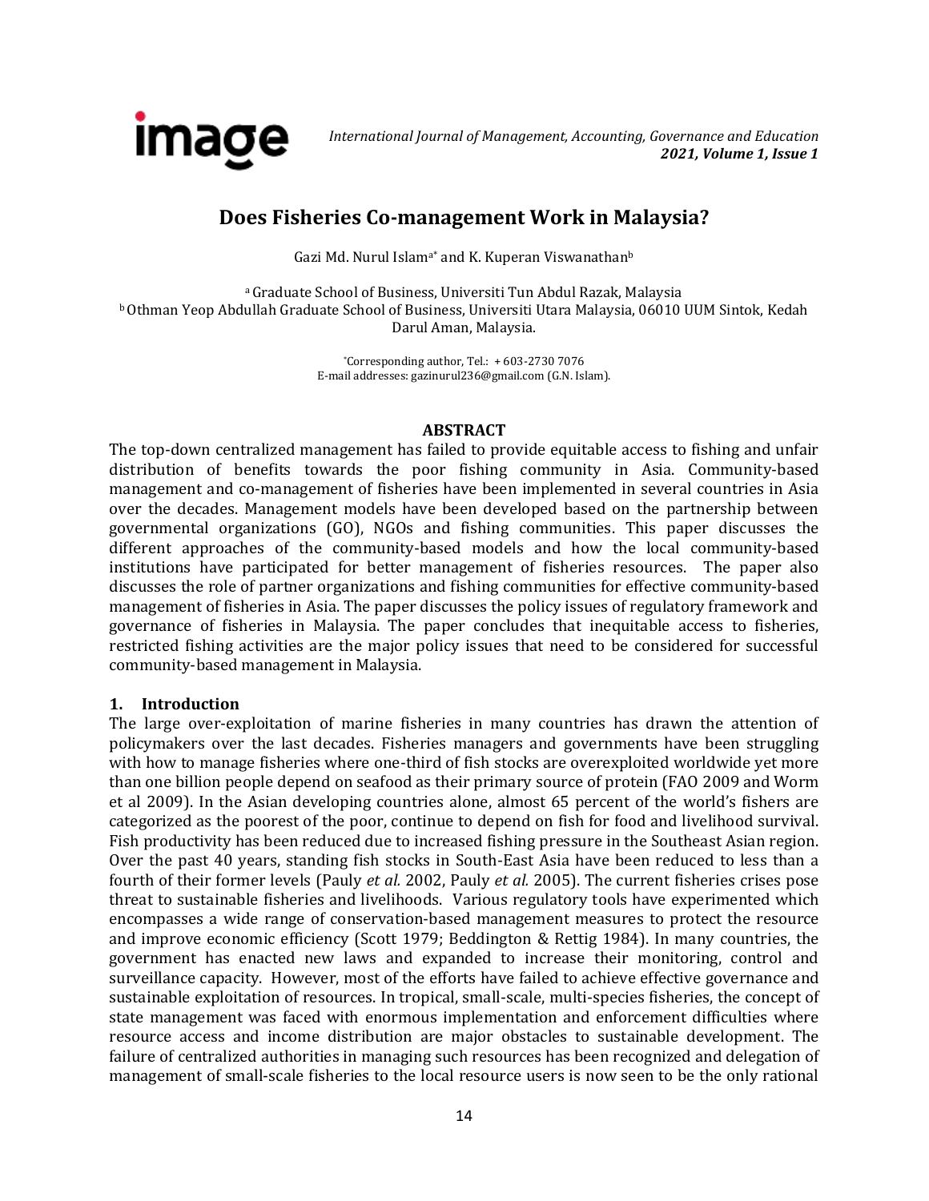# Does Fisheries Co-management Work in Malaysia?

Gazi Md. Nurul Islam[a*] and K. Kuperan Viswanathan[b]

[a] Graduate School of Business, Universiti Tun Abdul Razak, Malaysia
[b] Othman Yeop Abdullah Graduate School of Business, Universiti Utara Malaysia, 06010 UUM Sintok, Kedah Darul Aman, Malaysia.

*Corresponding author, Tel.: + 603-2730 7076
E-mail addresses: gazinurul236@gmail.com (G.N. Islam).

## ABSTRACT

The top-down centralized management has failed to provide equitable access to fishing and unfair distribution of benefits towards the poor fishing community in Asia. Community-based management and co-management of fisheries have been implemented in several countries in Asia over the decades. Management models have been developed based on the partnership between governmental organizations (GO), NGOs and fishing communities. This paper discusses the different approaches of the community-based models and how the local community-based institutions have participated for better management of fisheries resources. The paper also discusses the role of partner organizations and fishing communities for effective community-based management of fisheries in Asia. The paper discusses the policy issues of regulatory framework and governance of fisheries in Malaysia. The paper concludes that inequitable access to fisheries, restricted fishing activities are the major policy issues that need to be considered for successful community-based management in Malaysia.

## 1. Introduction

The large over-exploitation of marine fisheries in many countries has drawn the attention of policymakers over the last decades. Fisheries managers and governments have been struggling with how to manage fisheries where one-third of fish stocks are overexploited worldwide yet more than one billion people depend on seafood as their primary source of protein (FAO 2009 and Worm et al 2009). In the Asian developing countries alone, almost 65 percent of the world's fishers are categorized as the poorest of the poor, continue to depend on fish for food and livelihood survival. Fish productivity has been reduced due to increased fishing pressure in the Southeast Asian region. Over the past 40 years, standing fish stocks in South-East Asia have been reduced to less than a fourth of their former levels (Pauly *et al.* 2002, Pauly *et al.* 2005). The current fisheries crises pose threat to sustainable fisheries and livelihoods. Various regulatory tools have experimented which encompasses a wide range of conservation-based management measures to protect the resource and improve economic efficiency (Scott 1979; Beddington & Rettig 1984). In many countries, the government has enacted new laws and expanded to increase their monitoring, control and surveillance capacity. However, most of the efforts have failed to achieve effective governance and sustainable exploitation of resources. In tropical, small-scale, multi-species fisheries, the concept of state management was faced with enormous implementation and enforcement difficulties where resource access and income distribution are major obstacles to sustainable development. The failure of centralized authorities in managing such resources has been recognized and delegation of management of small-scale fisheries to the local resource users is now seen to be the only rational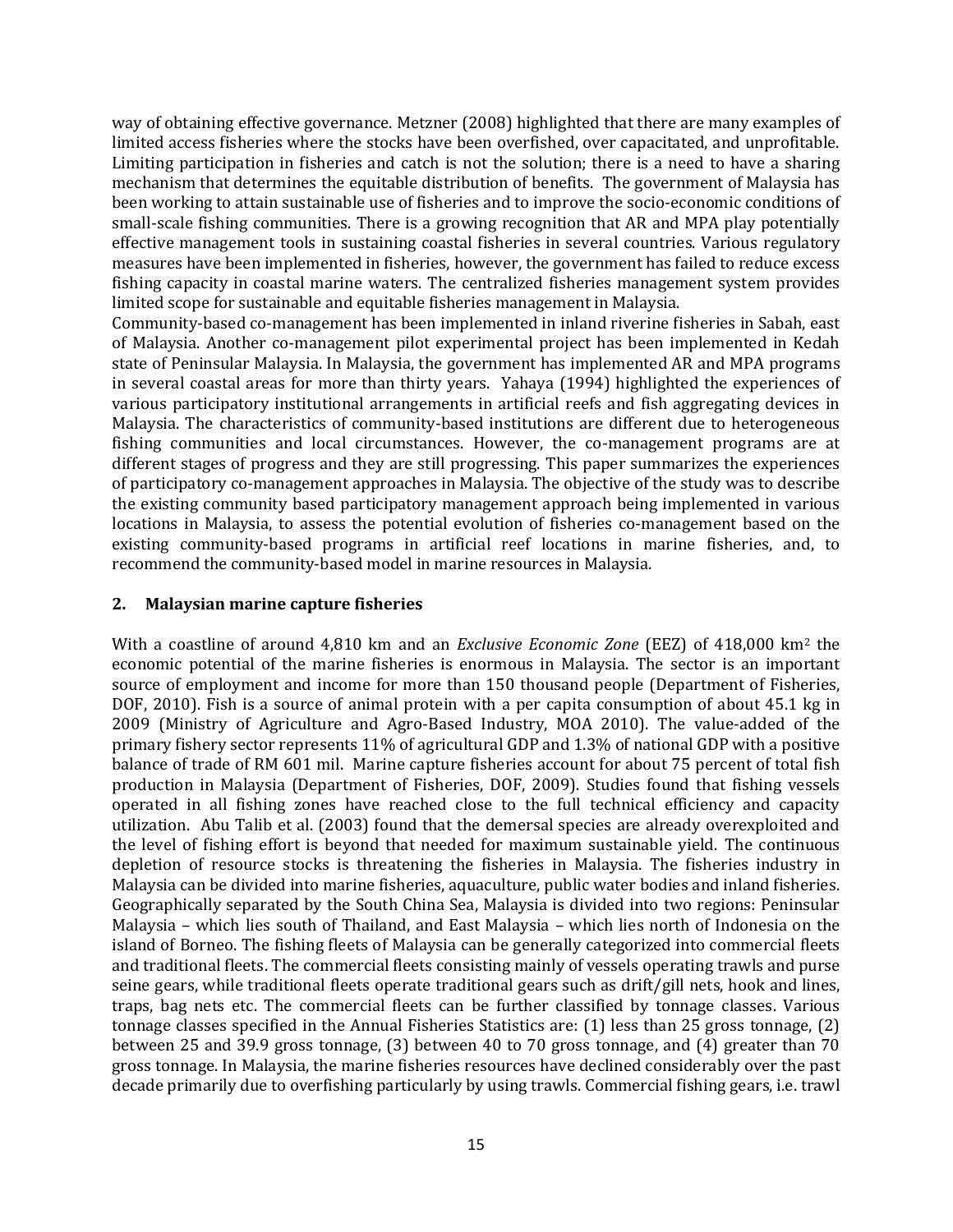way of obtaining effective governance. Metzner (2008) highlighted that there are many examples of limited access fisheries where the stocks have been overfished, over capacitated, and unprofitable. Limiting participation in fisheries and catch is not the solution; there is a need to have a sharing mechanism that determines the equitable distribution of benefits. The government of Malaysia has been working to attain sustainable use of fisheries and to improve the socio-economic conditions of small-scale fishing communities. There is a growing recognition that AR and MPA play potentially effective management tools in sustaining coastal fisheries in several countries. Various regulatory measures have been implemented in fisheries, however, the government has failed to reduce excess fishing capacity in coastal marine waters. The centralized fisheries management system provides limited scope for sustainable and equitable fisheries management in Malaysia.

Community-based co-management has been implemented in inland riverine fisheries in Sabah, east of Malaysia. Another co-management pilot experimental project has been implemented in Kedah state of Peninsular Malaysia. In Malaysia, the government has implemented AR and MPA programs in several coastal areas for more than thirty years. Yahaya (1994) highlighted the experiences of various participatory institutional arrangements in artificial reefs and fish aggregating devices in Malaysia. The characteristics of community-based institutions are different due to heterogeneous fishing communities and local circumstances. However, the co-management programs are at different stages of progress and they are still progressing. This paper summarizes the experiences of participatory co-management approaches in Malaysia. The objective of the study was to describe the existing community based participatory management approach being implemented in various locations in Malaysia, to assess the potential evolution of fisheries co-management based on the existing community-based programs in artificial reef locations in marine fisheries, and, to recommend the community-based model in marine resources in Malaysia.

## 2. Malaysian marine capture fisheries

With a coastline of around 4,810 km and an *Exclusive Economic Zone* (EEZ) of 418,000 km$^2$ the economic potential of the marine fisheries is enormous in Malaysia. The sector is an important source of employment and income for more than 150 thousand people (Department of Fisheries, DOF, 2010). Fish is a source of animal protein with a per capita consumption of about 45.1 kg in 2009 (Ministry of Agriculture and Agro-Based Industry, MOA 2010). The value-added of the primary fishery sector represents 11% of agricultural GDP and 1.3% of national GDP with a positive balance of trade of RM 601 mil. Marine capture fisheries account for about 75 percent of total fish production in Malaysia (Department of Fisheries, DOF, 2009). Studies found that fishing vessels operated in all fishing zones have reached close to the full technical efficiency and capacity utilization. Abu Talib et al. (2003) found that the demersal species are already overexploited and the level of fishing effort is beyond that needed for maximum sustainable yield. The continuous depletion of resource stocks is threatening the fisheries in Malaysia. The fisheries industry in Malaysia can be divided into marine fisheries, aquaculture, public water bodies and inland fisheries. Geographically separated by the South China Sea, Malaysia is divided into two regions: Peninsular Malaysia – which lies south of Thailand, and East Malaysia – which lies north of Indonesia on the island of Borneo. The fishing fleets of Malaysia can be generally categorized into commercial fleets and traditional fleets. The commercial fleets consisting mainly of vessels operating trawls and purse seine gears, while traditional fleets operate traditional gears such as drift/gill nets, hook and lines, traps, bag nets etc. The commercial fleets can be further classified by tonnage classes. Various tonnage classes specified in the Annual Fisheries Statistics are: (1) less than 25 gross tonnage, (2) between 25 and 39.9 gross tonnage, (3) between 40 to 70 gross tonnage, and (4) greater than 70 gross tonnage. In Malaysia, the marine fisheries resources have declined considerably over the past decade primarily due to overfishing particularly by using trawls. Commercial fishing gears, i.e. trawl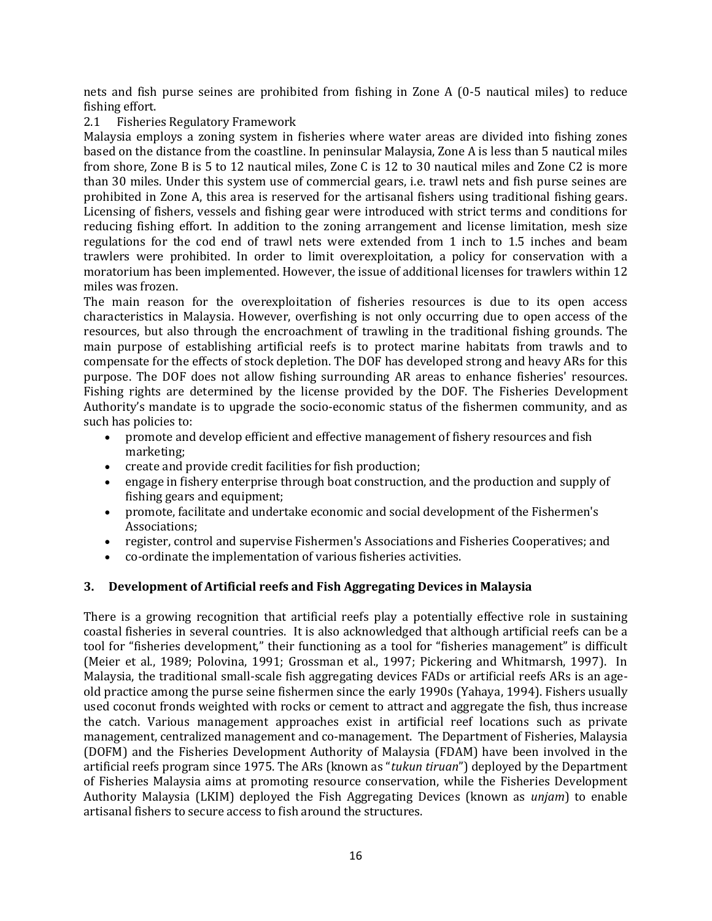nets and fish purse seines are prohibited from fishing in Zone A (0-5 nautical miles) to reduce fishing effort.

### 2.1 Fisheries Regulatory Framework

Malaysia employs a zoning system in fisheries where water areas are divided into fishing zones based on the distance from the coastline. In peninsular Malaysia, Zone A is less than 5 nautical miles from shore, Zone B is 5 to 12 nautical miles, Zone C is 12 to 30 nautical miles and Zone C2 is more than 30 miles. Under this system use of commercial gears, i.e. trawl nets and fish purse seines are prohibited in Zone A, this area is reserved for the artisanal fishers using traditional fishing gears. Licensing of fishers, vessels and fishing gear were introduced with strict terms and conditions for reducing fishing effort. In addition to the zoning arrangement and license limitation, mesh size regulations for the cod end of trawl nets were extended from 1 inch to 1.5 inches and beam trawlers were prohibited. In order to limit overexploitation, a policy for conservation with a moratorium has been implemented. However, the issue of additional licenses for trawlers within 12 miles was frozen.

The main reason for the overexploitation of fisheries resources is due to its open access characteristics in Malaysia. However, overfishing is not only occurring due to open access of the resources, but also through the encroachment of trawling in the traditional fishing grounds. The main purpose of establishing artificial reefs is to protect marine habitats from trawls and to compensate for the effects of stock depletion. The DOF has developed strong and heavy ARs for this purpose. The DOF does not allow fishing surrounding AR areas to enhance fisheries' resources. Fishing rights are determined by the license provided by the DOF. The Fisheries Development Authority's mandate is to upgrade the socio-economic status of the fishermen community, and as such has policies to:

- promote and develop efficient and effective management of fishery resources and fish marketing;
- create and provide credit facilities for fish production;
- engage in fishery enterprise through boat construction, and the production and supply of fishing gears and equipment;
- promote, facilitate and undertake economic and social development of the Fishermen's Associations;
- register, control and supervise Fishermen's Associations and Fisheries Cooperatives; and
- co-ordinate the implementation of various fisheries activities.

## 3. Development of Artificial reefs and Fish Aggregating Devices in Malaysia

There is a growing recognition that artificial reefs play a potentially effective role in sustaining coastal fisheries in several countries. It is also acknowledged that although artificial reefs can be a tool for "fisheries development," their functioning as a tool for "fisheries management" is difficult (Meier et al., 1989; Polovina, 1991; Grossman et al., 1997; Pickering and Whitmarsh, 1997). In Malaysia, the traditional small-scale fish aggregating devices FADs or artificial reefs ARs is an age-old practice among the purse seine fishermen since the early 1990s (Yahaya, 1994). Fishers usually used coconut fronds weighted with rocks or cement to attract and aggregate the fish, thus increase the catch. Various management approaches exist in artificial reef locations such as private management, centralized management and co-management. The Department of Fisheries, Malaysia (DOFM) and the Fisheries Development Authority of Malaysia (FDAM) have been involved in the artificial reefs program since 1975. The ARs (known as "*tukun tiruan*") deployed by the Department of Fisheries Malaysia aims at promoting resource conservation, while the Fisheries Development Authority Malaysia (LKIM) deployed the Fish Aggregating Devices (known as *unjam*) to enable artisanal fishers to secure access to fish around the structures.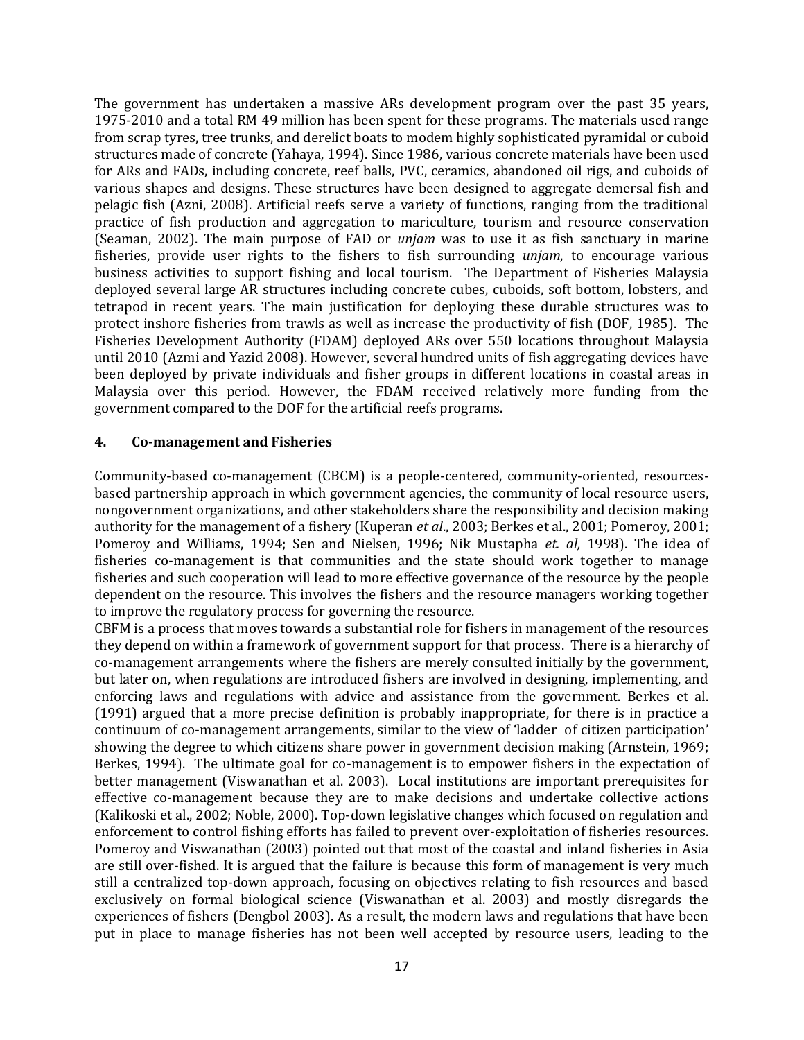The government has undertaken a massive ARs development program over the past 35 years, 1975-2010 and a total RM 49 million has been spent for these programs. The materials used range from scrap tyres, tree trunks, and derelict boats to modem highly sophisticated pyramidal or cuboid structures made of concrete (Yahaya, 1994). Since 1986, various concrete materials have been used for ARs and FADs, including concrete, reef balls, PVC, ceramics, abandoned oil rigs, and cuboids of various shapes and designs. These structures have been designed to aggregate demersal fish and pelagic fish (Azni, 2008). Artificial reefs serve a variety of functions, ranging from the traditional practice of fish production and aggregation to mariculture, tourism and resource conservation (Seaman, 2002). The main purpose of FAD or *unjam* was to use it as fish sanctuary in marine fisheries, provide user rights to the fishers to fish surrounding *unjam*, to encourage various business activities to support fishing and local tourism. The Department of Fisheries Malaysia deployed several large AR structures including concrete cubes, cuboids, soft bottom, lobsters, and tetrapod in recent years. The main justification for deploying these durable structures was to protect inshore fisheries from trawls as well as increase the productivity of fish (DOF, 1985). The Fisheries Development Authority (FDAM) deployed ARs over 550 locations throughout Malaysia until 2010 (Azmi and Yazid 2008). However, several hundred units of fish aggregating devices have been deployed by private individuals and fisher groups in different locations in coastal areas in Malaysia over this period. However, the FDAM received relatively more funding from the government compared to the DOF for the artificial reefs programs.

## 4. Co-management and Fisheries

Community-based co-management (CBCM) is a people-centered, community-oriented, resources-based partnership approach in which government agencies, the community of local resource users, nongovernment organizations, and other stakeholders share the responsibility and decision making authority for the management of a fishery (Kuperan *et al*., 2003; Berkes et al., 2001; Pomeroy, 2001; Pomeroy and Williams, 1994; Sen and Nielsen, 1996; Nik Mustapha *et. al,* 1998). The idea of fisheries co-management is that communities and the state should work together to manage fisheries and such cooperation will lead to more effective governance of the resource by the people dependent on the resource. This involves the fishers and the resource managers working together to improve the regulatory process for governing the resource.

CBFM is a process that moves towards a substantial role for fishers in management of the resources they depend on within a framework of government support for that process. There is a hierarchy of co-management arrangements where the fishers are merely consulted initially by the government, but later on, when regulations are introduced fishers are involved in designing, implementing, and enforcing laws and regulations with advice and assistance from the government. Berkes et al. (1991) argued that a more precise definition is probably inappropriate, for there is in practice a continuum of co-management arrangements, similar to the view of 'ladder of citizen participation' showing the degree to which citizens share power in government decision making (Arnstein, 1969; Berkes, 1994). The ultimate goal for co-management is to empower fishers in the expectation of better management (Viswanathan et al. 2003). Local institutions are important prerequisites for effective co-management because they are to make decisions and undertake collective actions (Kalikoski et al., 2002; Noble, 2000). Top-down legislative changes which focused on regulation and enforcement to control fishing efforts has failed to prevent over-exploitation of fisheries resources. Pomeroy and Viswanathan (2003) pointed out that most of the coastal and inland fisheries in Asia are still over-fished. It is argued that the failure is because this form of management is very much still a centralized top-down approach, focusing on objectives relating to fish resources and based exclusively on formal biological science (Viswanathan et al. 2003) and mostly disregards the experiences of fishers (Dengbol 2003). As a result, the modern laws and regulations that have been put in place to manage fisheries has not been well accepted by resource users, leading to the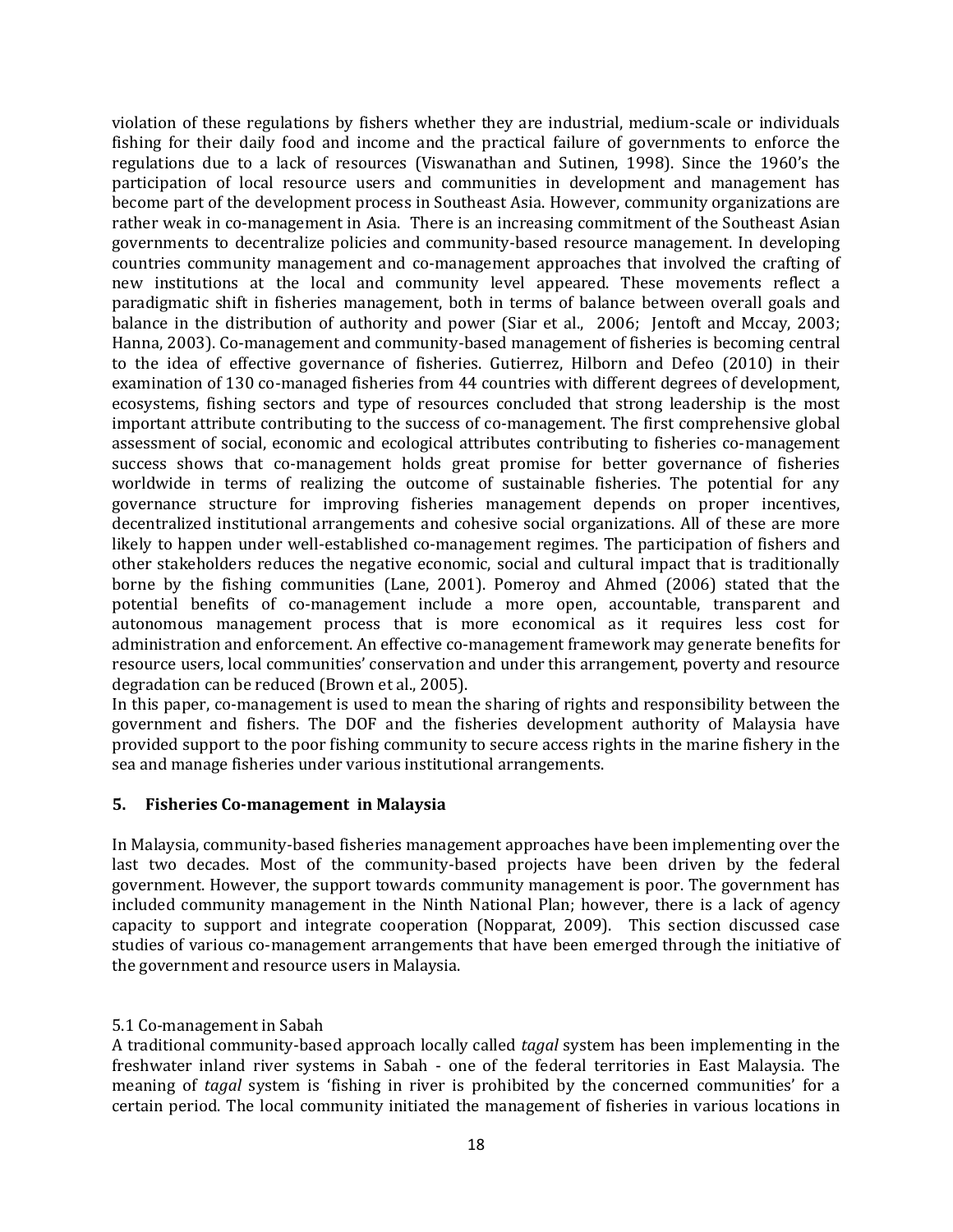violation of these regulations by fishers whether they are industrial, medium-scale or individuals fishing for their daily food and income and the practical failure of governments to enforce the regulations due to a lack of resources (Viswanathan and Sutinen, 1998). Since the 1960's the participation of local resource users and communities in development and management has become part of the development process in Southeast Asia. However, community organizations are rather weak in co-management in Asia. There is an increasing commitment of the Southeast Asian governments to decentralize policies and community-based resource management. In developing countries community management and co-management approaches that involved the crafting of new institutions at the local and community level appeared. These movements reflect a paradigmatic shift in fisheries management, both in terms of balance between overall goals and balance in the distribution of authority and power (Siar et al., 2006; Jentoft and Mccay, 2003; Hanna, 2003). Co-management and community-based management of fisheries is becoming central to the idea of effective governance of fisheries. Gutierrez, Hilborn and Defeo (2010) in their examination of 130 co-managed fisheries from 44 countries with different degrees of development, ecosystems, fishing sectors and type of resources concluded that strong leadership is the most important attribute contributing to the success of co-management. The first comprehensive global assessment of social, economic and ecological attributes contributing to fisheries co-management success shows that co-management holds great promise for better governance of fisheries worldwide in terms of realizing the outcome of sustainable fisheries. The potential for any governance structure for improving fisheries management depends on proper incentives, decentralized institutional arrangements and cohesive social organizations. All of these are more likely to happen under well-established co-management regimes. The participation of fishers and other stakeholders reduces the negative economic, social and cultural impact that is traditionally borne by the fishing communities (Lane, 2001). Pomeroy and Ahmed (2006) stated that the potential benefits of co-management include a more open, accountable, transparent and autonomous management process that is more economical as it requires less cost for administration and enforcement. An effective co-management framework may generate benefits for resource users, local communities' conservation and under this arrangement, poverty and resource degradation can be reduced (Brown et al., 2005).

In this paper, co-management is used to mean the sharing of rights and responsibility between the government and fishers. The DOF and the fisheries development authority of Malaysia have provided support to the poor fishing community to secure access rights in the marine fishery in the sea and manage fisheries under various institutional arrangements.

## 5. Fisheries Co-management in Malaysia

In Malaysia, community-based fisheries management approaches have been implementing over the last two decades. Most of the community-based projects have been driven by the federal government. However, the support towards community management is poor. The government has included community management in the Ninth National Plan; however, there is a lack of agency capacity to support and integrate cooperation (Nopparat, 2009). This section discussed case studies of various co-management arrangements that have been emerged through the initiative of the government and resource users in Malaysia.

### 5.1 Co-management in Sabah

A traditional community-based approach locally called *tagal* system has been implementing in the freshwater inland river systems in Sabah - one of the federal territories in East Malaysia. The meaning of *tagal* system is 'fishing in river is prohibited by the concerned communities' for a certain period. The local community initiated the management of fisheries in various locations in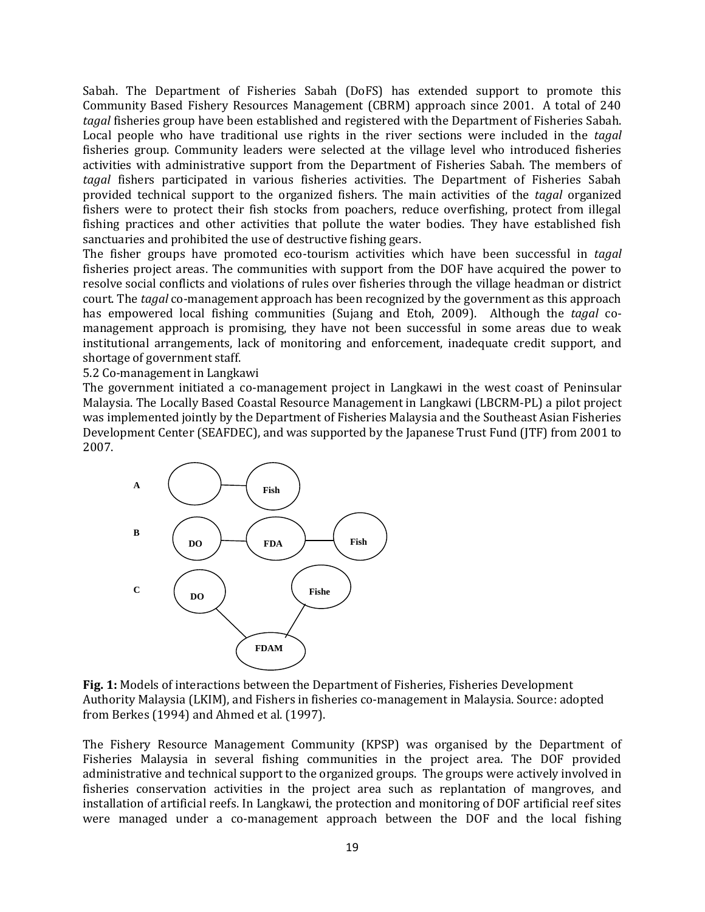Sabah. The Department of Fisheries Sabah (DoFS) has extended support to promote this Community Based Fishery Resources Management (CBRM) approach since 2001. A total of 240 *tagal* fisheries group have been established and registered with the Department of Fisheries Sabah. Local people who have traditional use rights in the river sections were included in the *tagal* fisheries group. Community leaders were selected at the village level who introduced fisheries activities with administrative support from the Department of Fisheries Sabah. The members of *tagal* fishers participated in various fisheries activities. The Department of Fisheries Sabah provided technical support to the organized fishers. The main activities of the *tagal* organized fishers were to protect their fish stocks from poachers, reduce overfishing, protect from illegal fishing practices and other activities that pollute the water bodies. They have established fish sanctuaries and prohibited the use of destructive fishing gears.

The fisher groups have promoted eco-tourism activities which have been successful in *tagal* fisheries project areas. The communities with support from the DOF have acquired the power to resolve social conflicts and violations of rules over fisheries through the village headman or district court. The *tagal* co-management approach has been recognized by the government as this approach has empowered local fishing communities (Sujang and Etoh, 2009). Although the *tagal* co-management approach is promising, they have not been successful in some areas due to weak institutional arrangements, lack of monitoring and enforcement, inadequate credit support, and shortage of government staff.

5.2 Co-management in Langkawi

The government initiated a co-management project in Langkawi in the west coast of Peninsular Malaysia. The Locally Based Coastal Resource Management in Langkawi (LBCRM-PL) a pilot project was implemented jointly by the Department of Fisheries Malaysia and the Southeast Asian Fisheries Development Center (SEAFDEC), and was supported by the Japanese Trust Fund (JTF) from 2001 to 2007.

A — Fish

B — DO — FDA — Fish

C — DO — FDAM — Fishe

**Fig. 1:** Models of interactions between the Department of Fisheries, Fisheries Development Authority Malaysia (LKIM), and Fishers in fisheries co-management in Malaysia. Source: adopted from Berkes (1994) and Ahmed et al. (1997).

The Fishery Resource Management Community (KPSP) was organised by the Department of Fisheries Malaysia in several fishing communities in the project area. The DOF provided administrative and technical support to the organized groups. The groups were actively involved in fisheries conservation activities in the project area such as replantation of mangroves, and installation of artificial reefs. In Langkawi, the protection and monitoring of DOF artificial reef sites were managed under a co-management approach between the DOF and the local fishing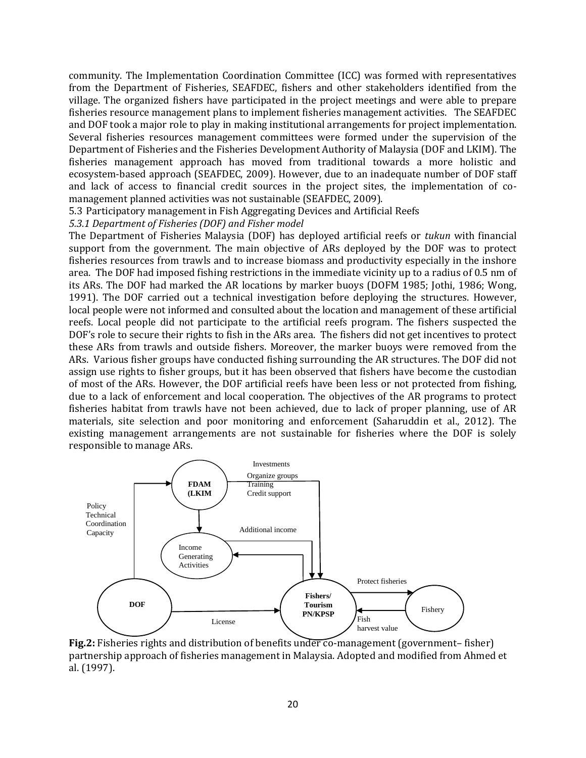community. The Implementation Coordination Committee (ICC) was formed with representatives from the Department of Fisheries, SEAFDEC, fishers and other stakeholders identified from the village. The organized fishers have participated in the project meetings and were able to prepare fisheries resource management plans to implement fisheries management activities. The SEAFDEC and DOF took a major role to play in making institutional arrangements for project implementation. Several fisheries resources management committees were formed under the supervision of the Department of Fisheries and the Fisheries Development Authority of Malaysia (DOF and LKIM). The fisheries management approach has moved from traditional towards a more holistic and ecosystem-based approach (SEAFDEC, 2009). However, due to an inadequate number of DOF staff and lack of access to financial credit sources in the project sites, the implementation of co-management planned activities was not sustainable (SEAFDEC, 2009).

5.3 Participatory management in Fish Aggregating Devices and Artificial Reefs

*5.3.1 Department of Fisheries (DOF) and Fisher model*

The Department of Fisheries Malaysia (DOF) has deployed artificial reefs or *tukun* with financial support from the government. The main objective of ARs deployed by the DOF was to protect fisheries resources from trawls and to increase biomass and productivity especially in the inshore area. The DOF had imposed fishing restrictions in the immediate vicinity up to a radius of 0.5 nm of its ARs. The DOF had marked the AR locations by marker buoys (DOFM 1985; Jothi, 1986; Wong, 1991). The DOF carried out a technical investigation before deploying the structures. However, local people were not informed and consulted about the location and management of these artificial reefs. Local people did not participate to the artificial reefs program. The fishers suspected the DOF's role to secure their rights to fish in the ARs area. The fishers did not get incentives to protect these ARs from trawls and outside fishers. Moreover, the marker buoys were removed from the ARs. Various fisher groups have conducted fishing surrounding the AR structures. The DOF did not assign use rights to fisher groups, but it has been observed that fishers have become the custodian of most of the ARs. However, the DOF artificial reefs have been less or not protected from fishing, due to a lack of enforcement and local cooperation. The objectives of the AR programs to protect fisheries habitat from trawls have not been achieved, due to lack of proper planning, use of AR materials, site selection and poor monitoring and enforcement (Saharuddin et al., 2012). The existing management arrangements are not sustainable for fisheries where the DOF is solely responsible to manage ARs.

**Fig.2:** Fisheries rights and distribution of benefits under co-management (government– fisher) partnership approach of fisheries management in Malaysia. Adopted and modified from Ahmed et al. (1997).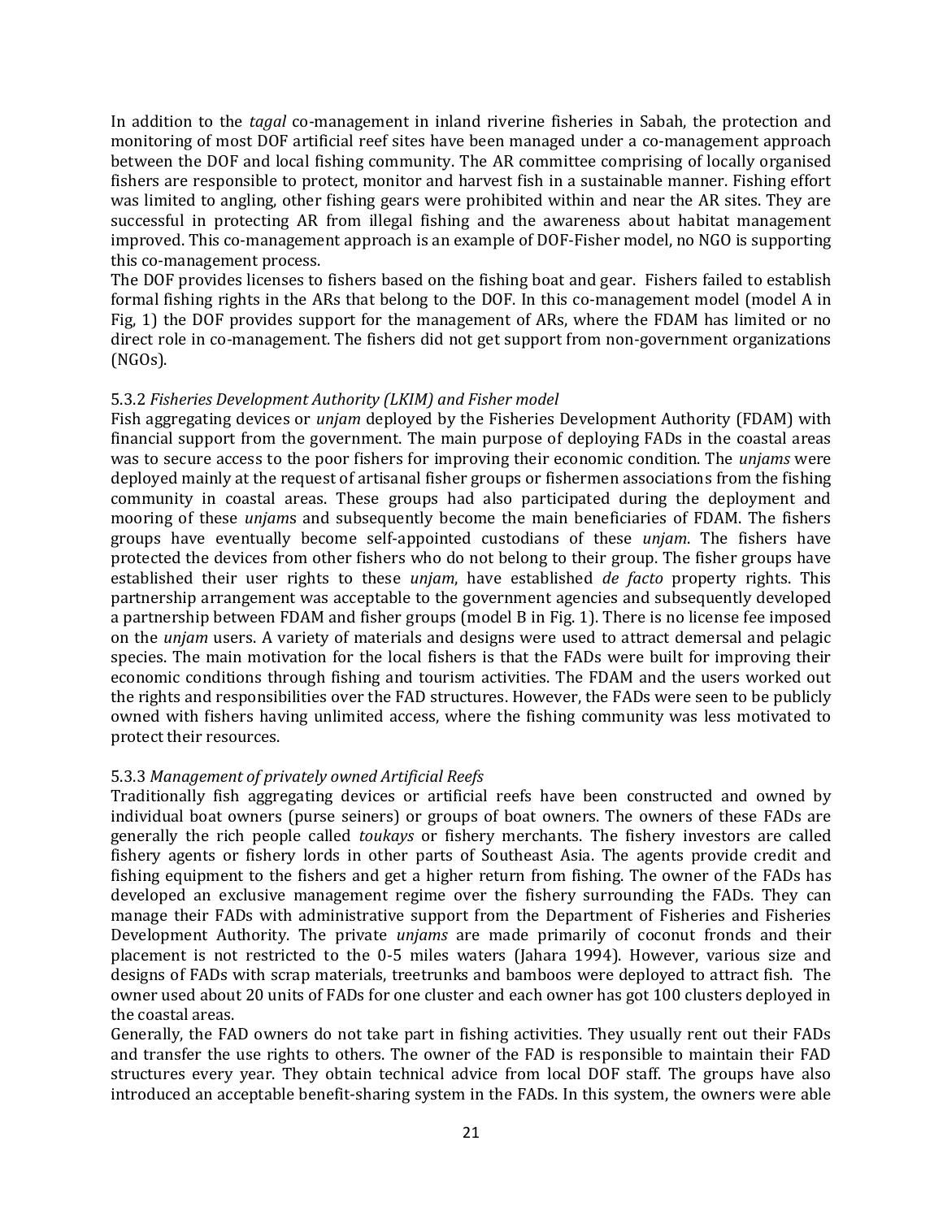In addition to the *tagal* co-management in inland riverine fisheries in Sabah, the protection and monitoring of most DOF artificial reef sites have been managed under a co-management approach between the DOF and local fishing community. The AR committee comprising of locally organised fishers are responsible to protect, monitor and harvest fish in a sustainable manner. Fishing effort was limited to angling, other fishing gears were prohibited within and near the AR sites. They are successful in protecting AR from illegal fishing and the awareness about habitat management improved. This co-management approach is an example of DOF-Fisher model, no NGO is supporting this co-management process.

The DOF provides licenses to fishers based on the fishing boat and gear. Fishers failed to establish formal fishing rights in the ARs that belong to the DOF. In this co-management model (model A in Fig, 1) the DOF provides support for the management of ARs, where the FDAM has limited or no direct role in co-management. The fishers did not get support from non-government organizations (NGOs).

5.3.2 *Fisheries Development Authority (LKIM) and Fisher model*

Fish aggregating devices or *unjam* deployed by the Fisheries Development Authority (FDAM) with financial support from the government. The main purpose of deploying FADs in the coastal areas was to secure access to the poor fishers for improving their economic condition. The *unjams* were deployed mainly at the request of artisanal fisher groups or fishermen associations from the fishing community in coastal areas. These groups had also participated during the deployment and mooring of these *unjams* and subsequently become the main beneficiaries of FDAM. The fishers groups have eventually become self-appointed custodians of these *unjam*. The fishers have protected the devices from other fishers who do not belong to their group. The fisher groups have established their user rights to these *unjam*, have established *de facto* property rights. This partnership arrangement was acceptable to the government agencies and subsequently developed a partnership between FDAM and fisher groups (model B in Fig. 1). There is no license fee imposed on the *unjam* users. A variety of materials and designs were used to attract demersal and pelagic species. The main motivation for the local fishers is that the FADs were built for improving their economic conditions through fishing and tourism activities. The FDAM and the users worked out the rights and responsibilities over the FAD structures. However, the FADs were seen to be publicly owned with fishers having unlimited access, where the fishing community was less motivated to protect their resources.

5.3.3 *Management of privately owned Artificial Reefs*

Traditionally fish aggregating devices or artificial reefs have been constructed and owned by individual boat owners (purse seiners) or groups of boat owners. The owners of these FADs are generally the rich people called *toukays* or fishery merchants. The fishery investors are called fishery agents or fishery lords in other parts of Southeast Asia. The agents provide credit and fishing equipment to the fishers and get a higher return from fishing. The owner of the FADs has developed an exclusive management regime over the fishery surrounding the FADs. They can manage their FADs with administrative support from the Department of Fisheries and Fisheries Development Authority. The private *unjams* are made primarily of coconut fronds and their placement is not restricted to the 0-5 miles waters (Jahara 1994). However, various size and designs of FADs with scrap materials, treetrunks and bamboos were deployed to attract fish. The owner used about 20 units of FADs for one cluster and each owner has got 100 clusters deployed in the coastal areas.

Generally, the FAD owners do not take part in fishing activities. They usually rent out their FADs and transfer the use rights to others. The owner of the FAD is responsible to maintain their FAD structures every year. They obtain technical advice from local DOF staff. The groups have also introduced an acceptable benefit-sharing system in the FADs. In this system, the owners were able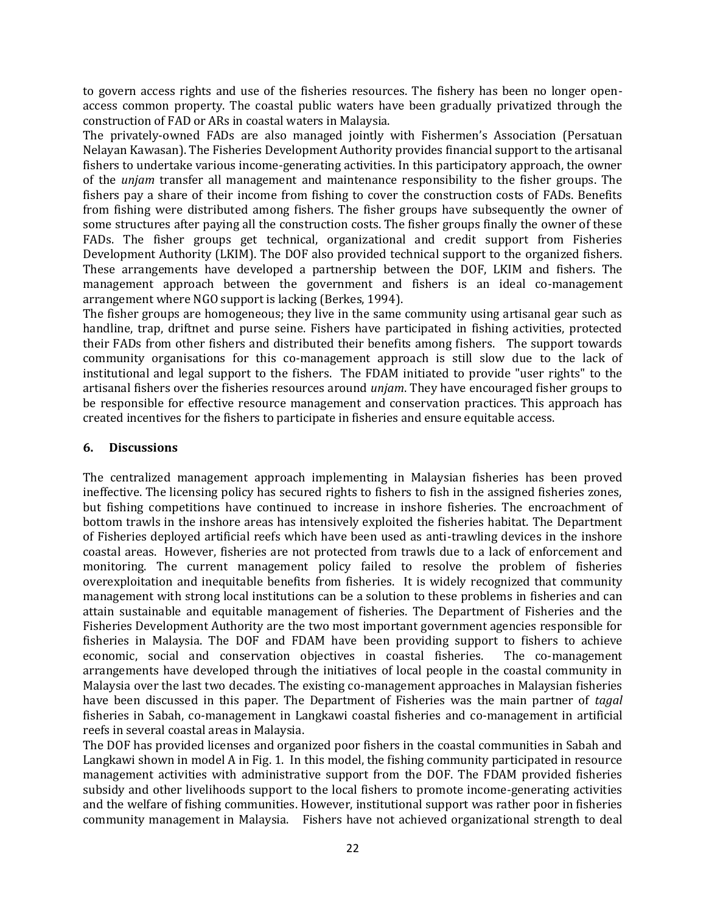to govern access rights and use of the fisheries resources. The fishery has been no longer open-access common property. The coastal public waters have been gradually privatized through the construction of FAD or ARs in coastal waters in Malaysia.

The privately-owned FADs are also managed jointly with Fishermen's Association (Persatuan Nelayan Kawasan). The Fisheries Development Authority provides financial support to the artisanal fishers to undertake various income-generating activities. In this participatory approach, the owner of the *unjam* transfer all management and maintenance responsibility to the fisher groups. The fishers pay a share of their income from fishing to cover the construction costs of FADs. Benefits from fishing were distributed among fishers. The fisher groups have subsequently the owner of some structures after paying all the construction costs. The fisher groups finally the owner of these FADs. The fisher groups get technical, organizational and credit support from Fisheries Development Authority (LKIM). The DOF also provided technical support to the organized fishers. These arrangements have developed a partnership between the DOF, LKIM and fishers. The management approach between the government and fishers is an ideal co-management arrangement where NGO support is lacking (Berkes, 1994).

The fisher groups are homogeneous; they live in the same community using artisanal gear such as handline, trap, driftnet and purse seine. Fishers have participated in fishing activities, protected their FADs from other fishers and distributed their benefits among fishers. The support towards community organisations for this co-management approach is still slow due to the lack of institutional and legal support to the fishers. The FDAM initiated to provide "user rights" to the artisanal fishers over the fisheries resources around *unjam*. They have encouraged fisher groups to be responsible for effective resource management and conservation practices. This approach has created incentives for the fishers to participate in fisheries and ensure equitable access.

## 6. Discussions

The centralized management approach implementing in Malaysian fisheries has been proved ineffective. The licensing policy has secured rights to fishers to fish in the assigned fisheries zones, but fishing competitions have continued to increase in inshore fisheries. The encroachment of bottom trawls in the inshore areas has intensively exploited the fisheries habitat. The Department of Fisheries deployed artificial reefs which have been used as anti-trawling devices in the inshore coastal areas. However, fisheries are not protected from trawls due to a lack of enforcement and monitoring. The current management policy failed to resolve the problem of fisheries overexploitation and inequitable benefits from fisheries. It is widely recognized that community management with strong local institutions can be a solution to these problems in fisheries and can attain sustainable and equitable management of fisheries. The Department of Fisheries and the Fisheries Development Authority are the two most important government agencies responsible for fisheries in Malaysia. The DOF and FDAM have been providing support to fishers to achieve economic, social and conservation objectives in coastal fisheries. The co-management arrangements have developed through the initiatives of local people in the coastal community in Malaysia over the last two decades. The existing co-management approaches in Malaysian fisheries have been discussed in this paper. The Department of Fisheries was the main partner of *tagal* fisheries in Sabah, co-management in Langkawi coastal fisheries and co-management in artificial reefs in several coastal areas in Malaysia.

The DOF has provided licenses and organized poor fishers in the coastal communities in Sabah and Langkawi shown in model A in Fig. 1. In this model, the fishing community participated in resource management activities with administrative support from the DOF. The FDAM provided fisheries subsidy and other livelihoods support to the local fishers to promote income-generating activities and the welfare of fishing communities. However, institutional support was rather poor in fisheries community management in Malaysia. Fishers have not achieved organizational strength to deal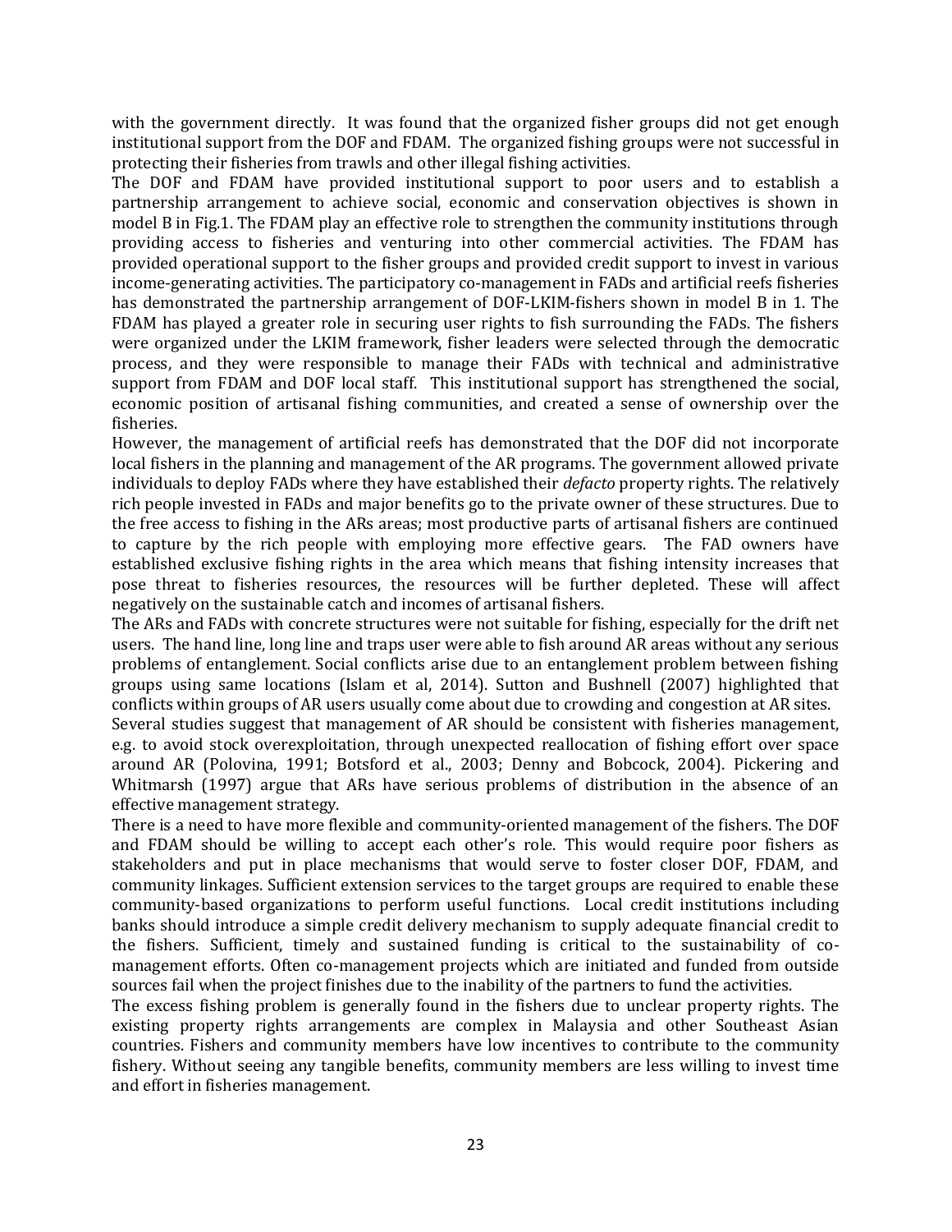with the government directly. It was found that the organized fisher groups did not get enough institutional support from the DOF and FDAM. The organized fishing groups were not successful in protecting their fisheries from trawls and other illegal fishing activities.

The DOF and FDAM have provided institutional support to poor users and to establish a partnership arrangement to achieve social, economic and conservation objectives is shown in model B in Fig.1. The FDAM play an effective role to strengthen the community institutions through providing access to fisheries and venturing into other commercial activities. The FDAM has provided operational support to the fisher groups and provided credit support to invest in various income-generating activities. The participatory co-management in FADs and artificial reefs fisheries has demonstrated the partnership arrangement of DOF-LKIM-fishers shown in model B in 1. The FDAM has played a greater role in securing user rights to fish surrounding the FADs. The fishers were organized under the LKIM framework, fisher leaders were selected through the democratic process, and they were responsible to manage their FADs with technical and administrative support from FDAM and DOF local staff. This institutional support has strengthened the social, economic position of artisanal fishing communities, and created a sense of ownership over the fisheries.

However, the management of artificial reefs has demonstrated that the DOF did not incorporate local fishers in the planning and management of the AR programs. The government allowed private individuals to deploy FADs where they have established their *defacto* property rights. The relatively rich people invested in FADs and major benefits go to the private owner of these structures. Due to the free access to fishing in the ARs areas; most productive parts of artisanal fishers are continued to capture by the rich people with employing more effective gears. The FAD owners have established exclusive fishing rights in the area which means that fishing intensity increases that pose threat to fisheries resources, the resources will be further depleted. These will affect negatively on the sustainable catch and incomes of artisanal fishers.

The ARs and FADs with concrete structures were not suitable for fishing, especially for the drift net users. The hand line, long line and traps user were able to fish around AR areas without any serious problems of entanglement. Social conflicts arise due to an entanglement problem between fishing groups using same locations (Islam et al, 2014). Sutton and Bushnell (2007) highlighted that conflicts within groups of AR users usually come about due to crowding and congestion at AR sites.

Several studies suggest that management of AR should be consistent with fisheries management, e.g. to avoid stock overexploitation, through unexpected reallocation of fishing effort over space around AR (Polovina, 1991; Botsford et al., 2003; Denny and Bobcock, 2004). Pickering and Whitmarsh (1997) argue that ARs have serious problems of distribution in the absence of an effective management strategy.

There is a need to have more flexible and community-oriented management of the fishers. The DOF and FDAM should be willing to accept each other's role. This would require poor fishers as stakeholders and put in place mechanisms that would serve to foster closer DOF, FDAM, and community linkages. Sufficient extension services to the target groups are required to enable these community-based organizations to perform useful functions. Local credit institutions including banks should introduce a simple credit delivery mechanism to supply adequate financial credit to the fishers. Sufficient, timely and sustained funding is critical to the sustainability of co-management efforts. Often co-management projects which are initiated and funded from outside sources fail when the project finishes due to the inability of the partners to fund the activities.

The excess fishing problem is generally found in the fishers due to unclear property rights. The existing property rights arrangements are complex in Malaysia and other Southeast Asian countries. Fishers and community members have low incentives to contribute to the community fishery. Without seeing any tangible benefits, community members are less willing to invest time and effort in fisheries management.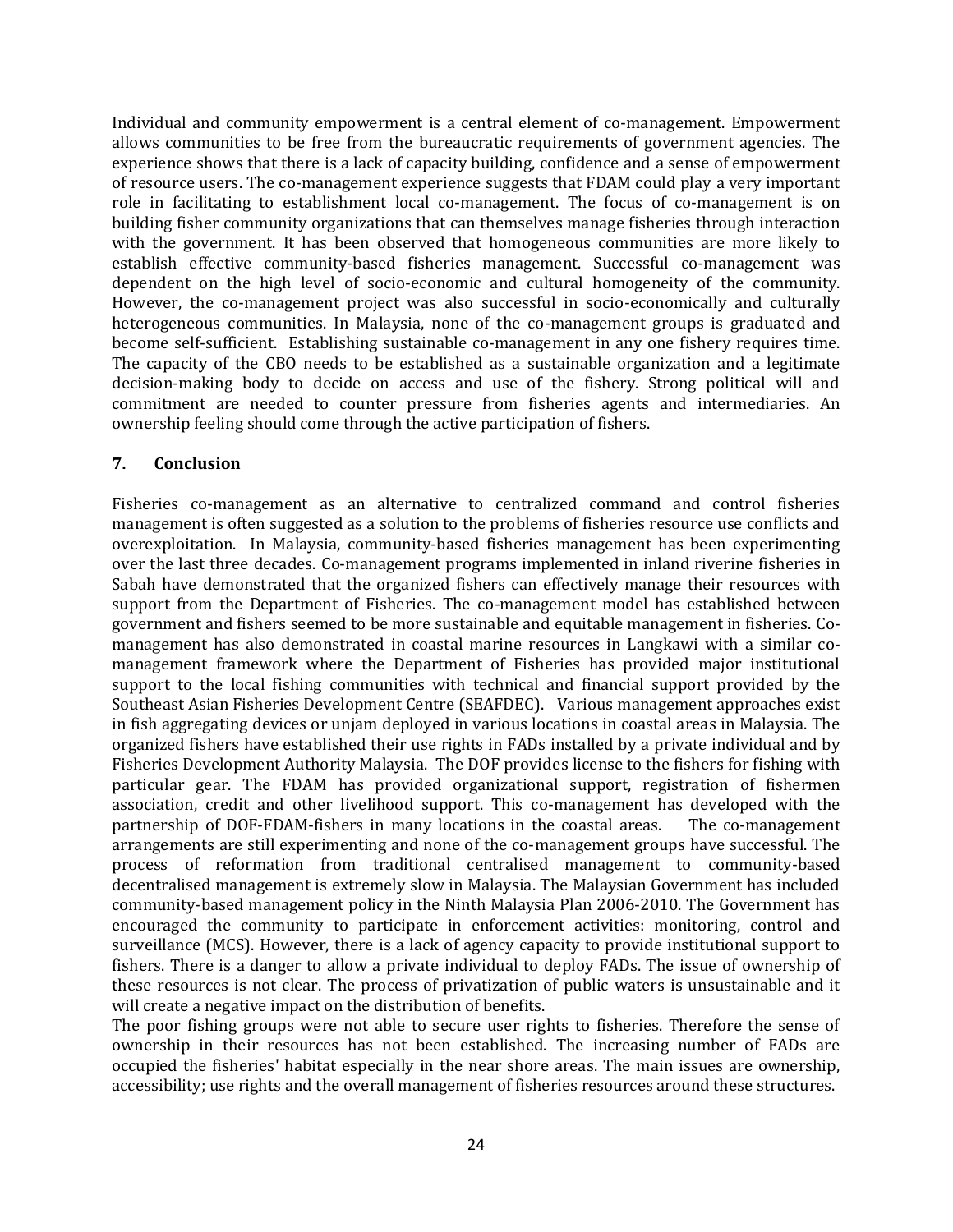Individual and community empowerment is a central element of co-management. Empowerment allows communities to be free from the bureaucratic requirements of government agencies. The experience shows that there is a lack of capacity building, confidence and a sense of empowerment of resource users. The co-management experience suggests that FDAM could play a very important role in facilitating to establishment local co-management. The focus of co-management is on building fisher community organizations that can themselves manage fisheries through interaction with the government. It has been observed that homogeneous communities are more likely to establish effective community-based fisheries management. Successful co-management was dependent on the high level of socio-economic and cultural homogeneity of the community. However, the co-management project was also successful in socio-economically and culturally heterogeneous communities. In Malaysia, none of the co-management groups is graduated and become self-sufficient. Establishing sustainable co-management in any one fishery requires time. The capacity of the CBO needs to be established as a sustainable organization and a legitimate decision-making body to decide on access and use of the fishery. Strong political will and commitment are needed to counter pressure from fisheries agents and intermediaries. An ownership feeling should come through the active participation of fishers.

## 7. Conclusion

Fisheries co-management as an alternative to centralized command and control fisheries management is often suggested as a solution to the problems of fisheries resource use conflicts and overexploitation. In Malaysia, community-based fisheries management has been experimenting over the last three decades. Co-management programs implemented in inland riverine fisheries in Sabah have demonstrated that the organized fishers can effectively manage their resources with support from the Department of Fisheries. The co-management model has established between government and fishers seemed to be more sustainable and equitable management in fisheries. Co-management has also demonstrated in coastal marine resources in Langkawi with a similar co-management framework where the Department of Fisheries has provided major institutional support to the local fishing communities with technical and financial support provided by the Southeast Asian Fisheries Development Centre (SEAFDEC). Various management approaches exist in fish aggregating devices or unjam deployed in various locations in coastal areas in Malaysia. The organized fishers have established their use rights in FADs installed by a private individual and by Fisheries Development Authority Malaysia. The DOF provides license to the fishers for fishing with particular gear. The FDAM has provided organizational support, registration of fishermen association, credit and other livelihood support. This co-management has developed with the partnership of DOF-FDAM-fishers in many locations in the coastal areas. The co-management arrangements are still experimenting and none of the co-management groups have successful. The process of reformation from traditional centralised management to community-based decentralised management is extremely slow in Malaysia. The Malaysian Government has included community-based management policy in the Ninth Malaysia Plan 2006-2010. The Government has encouraged the community to participate in enforcement activities: monitoring, control and surveillance (MCS). However, there is a lack of agency capacity to provide institutional support to fishers. There is a danger to allow a private individual to deploy FADs. The issue of ownership of these resources is not clear. The process of privatization of public waters is unsustainable and it will create a negative impact on the distribution of benefits.

The poor fishing groups were not able to secure user rights to fisheries. Therefore the sense of ownership in their resources has not been established. The increasing number of FADs are occupied the fisheries' habitat especially in the near shore areas. The main issues are ownership, accessibility; use rights and the overall management of fisheries resources around these structures.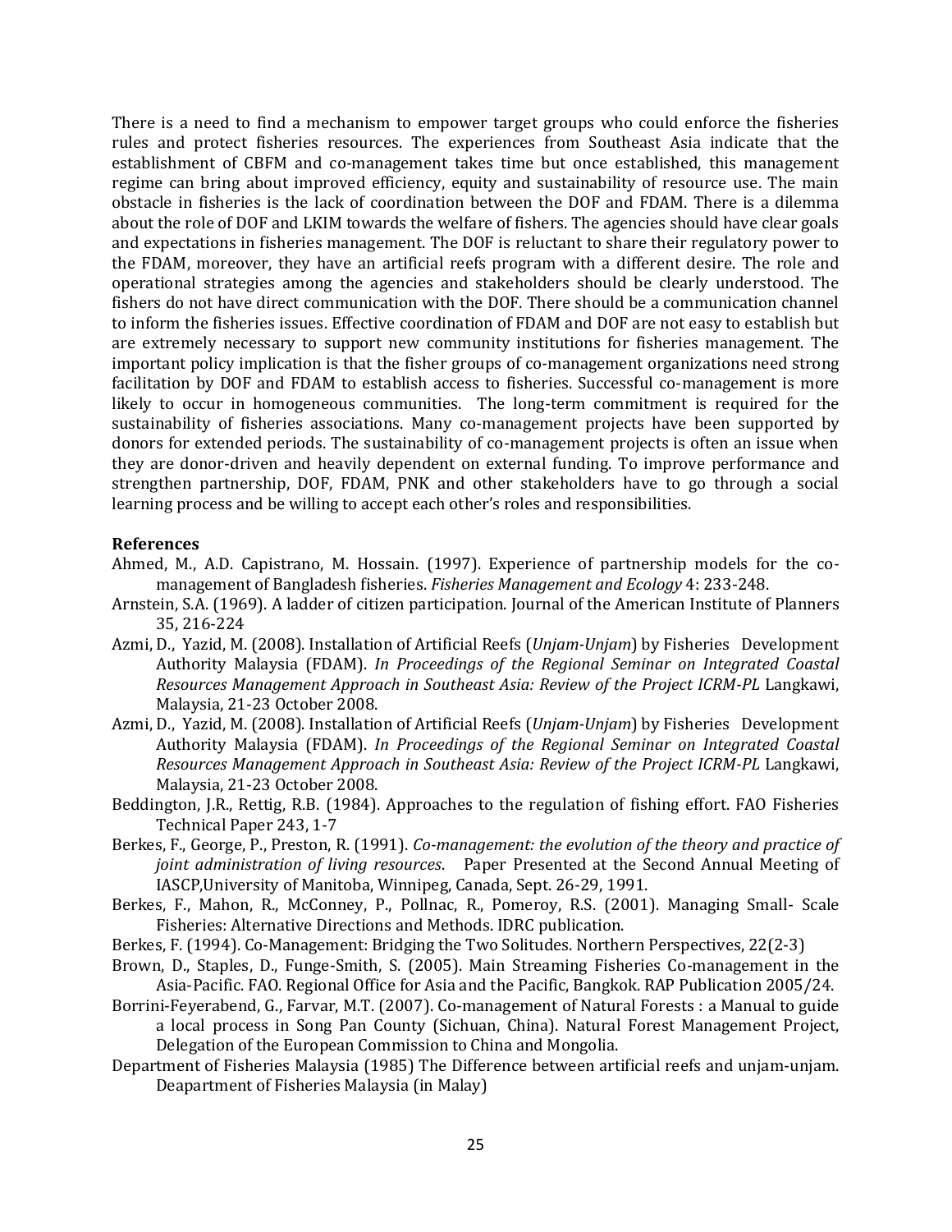There is a need to find a mechanism to empower target groups who could enforce the fisheries rules and protect fisheries resources. The experiences from Southeast Asia indicate that the establishment of CBFM and co-management takes time but once established, this management regime can bring about improved efficiency, equity and sustainability of resource use. The main obstacle in fisheries is the lack of coordination between the DOF and FDAM. There is a dilemma about the role of DOF and LKIM towards the welfare of fishers. The agencies should have clear goals and expectations in fisheries management. The DOF is reluctant to share their regulatory power to the FDAM, moreover, they have an artificial reefs program with a different desire. The role and operational strategies among the agencies and stakeholders should be clearly understood. The fishers do not have direct communication with the DOF. There should be a communication channel to inform the fisheries issues. Effective coordination of FDAM and DOF are not easy to establish but are extremely necessary to support new community institutions for fisheries management. The important policy implication is that the fisher groups of co-management organizations need strong facilitation by DOF and FDAM to establish access to fisheries. Successful co-management is more likely to occur in homogeneous communities. The long-term commitment is required for the sustainability of fisheries associations. Many co-management projects have been supported by donors for extended periods. The sustainability of co-management projects is often an issue when they are donor-driven and heavily dependent on external funding. To improve performance and strengthen partnership, DOF, FDAM, PNK and other stakeholders have to go through a social learning process and be willing to accept each other's roles and responsibilities.

**References**

Ahmed, M., A.D. Capistrano, M. Hossain. (1997). Experience of partnership models for the co-management of Bangladesh fisheries. *Fisheries Management and Ecology* 4: 233-248.

Arnstein, S.A. (1969). A ladder of citizen participation. Journal of the American Institute of Planners 35, 216-224

Azmi, D., Yazid, M. (2008). Installation of Artificial Reefs (*Unjam-Unjam*) by Fisheries Development Authority Malaysia (FDAM). *In Proceedings of the Regional Seminar on Integrated Coastal Resources Management Approach in Southeast Asia: Review of the Project ICRM-PL* Langkawi, Malaysia, 21-23 October 2008.

Azmi, D., Yazid, M. (2008). Installation of Artificial Reefs (*Unjam-Unjam*) by Fisheries Development Authority Malaysia (FDAM). *In Proceedings of the Regional Seminar on Integrated Coastal Resources Management Approach in Southeast Asia: Review of the Project ICRM-PL* Langkawi, Malaysia, 21-23 October 2008.

Beddington, J.R., Rettig, R.B. (1984). Approaches to the regulation of fishing effort. FAO Fisheries Technical Paper 243, 1-7

Berkes, F., George, P., Preston, R. (1991). *Co-management: the evolution of the theory and practice of joint administration of living resources*. Paper Presented at the Second Annual Meeting of IASCP,University of Manitoba, Winnipeg, Canada, Sept. 26-29, 1991.

Berkes, F., Mahon, R., McConney, P., Pollnac, R., Pomeroy, R.S. (2001). Managing Small- Scale Fisheries: Alternative Directions and Methods. IDRC publication.

Berkes, F. (1994). Co-Management: Bridging the Two Solitudes. Northern Perspectives, 22(2-3)

Brown, D., Staples, D., Funge-Smith, S. (2005). Main Streaming Fisheries Co-management in the Asia-Pacific. FAO. Regional Office for Asia and the Pacific, Bangkok. RAP Publication 2005/24.

Borrini-Feyerabend, G., Farvar, M.T. (2007). Co-management of Natural Forests : a Manual to guide a local process in Song Pan County (Sichuan, China). Natural Forest Management Project, Delegation of the European Commission to China and Mongolia.

Department of Fisheries Malaysia (1985) The Difference between artificial reefs and unjam-unjam. Deapartment of Fisheries Malaysia (in Malay)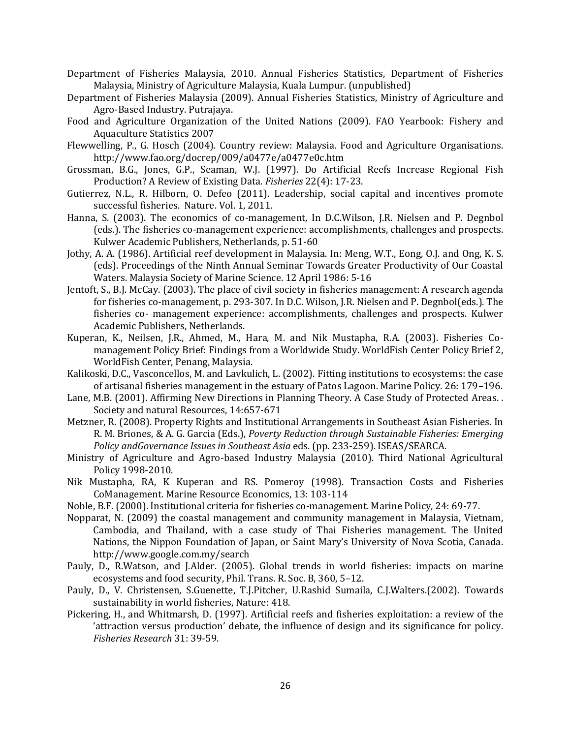Department of Fisheries Malaysia, 2010. Annual Fisheries Statistics, Department of Fisheries Malaysia, Ministry of Agriculture Malaysia, Kuala Lumpur. (unpublished)

Department of Fisheries Malaysia (2009). Annual Fisheries Statistics, Ministry of Agriculture and Agro-Based Industry. Putrajaya.

Food and Agriculture Organization of the United Nations (2009). FAO Yearbook: Fishery and Aquaculture Statistics 2007

Flewwelling, P., G. Hosch (2004). Country review: Malaysia. Food and Agriculture Organisations. http://www.fao.org/docrep/009/a0477e/a0477e0c.htm

Grossman, B.G., Jones, G.P., Seaman, W.J. (1997). Do Artificial Reefs Increase Regional Fish Production? A Review of Existing Data. *Fisheries* 22(4): 17-23.

Gutierrez, N.L., R. Hilborn, O. Defeo (2011). Leadership, social capital and incentives promote successful fisheries. Nature. Vol. 1, 2011.

Hanna, S. (2003). The economics of co-management, In D.C.Wilson, J.R. Nielsen and P. Degnbol (eds.). The fisheries co-management experience: accomplishments, challenges and prospects. Kulwer Academic Publishers, Netherlands, p. 51-60

Jothy, A. A. (1986). Artificial reef development in Malaysia. In: Meng, W.T., Eong, O.J. and Ong, K. S. (eds). Proceedings of the Ninth Annual Seminar Towards Greater Productivity of Our Coastal Waters. Malaysia Society of Marine Science. 12 April 1986: 5-16

Jentoft, S., B.J. McCay. (2003). The place of civil society in fisheries management: A research agenda for fisheries co-management, p. 293-307. In D.C. Wilson, J.R. Nielsen and P. Degnbol(eds.). The fisheries co- management experience: accomplishments, challenges and prospects. Kulwer Academic Publishers, Netherlands.

Kuperan, K., Neilsen, J.R., Ahmed, M., Hara, M. and Nik Mustapha, R.A. (2003). Fisheries Co-management Policy Brief: Findings from a Worldwide Study. WorldFish Center Policy Brief 2, WorldFish Center, Penang, Malaysia.

Kalikoski, D.C., Vasconcellos, M. and Lavkulich, L. (2002). Fitting institutions to ecosystems: the case of artisanal fisheries management in the estuary of Patos Lagoon. Marine Policy. 26: 179–196.

Lane, M.B. (2001). Affirming New Directions in Planning Theory. A Case Study of Protected Areas. . Society and natural Resources, 14:657-671

Metzner, R. (2008). Property Rights and Institutional Arrangements in Southeast Asian Fisheries. In R. M. Briones, & A. G. Garcia (Eds.), *Poverty Reduction through Sustainable Fisheries: Emerging Policy andGovernance Issues in Southeast Asia* eds. (pp. 233-259). ISEAS/SEARCA.

Ministry of Agriculture and Agro-based Industry Malaysia (2010). Third National Agricultural Policy 1998-2010.

Nik Mustapha, RA, K Kuperan and RS. Pomeroy (1998). Transaction Costs and Fisheries CoManagement. Marine Resource Economics, 13: 103-114

Noble, B.F. (2000). Institutional criteria for fisheries co-management. Marine Policy, 24: 69-77.

Nopparat, N. (2009) the coastal management and community management in Malaysia, Vietnam, Cambodia, and Thailand, with a case study of Thai Fisheries management. The United Nations, the Nippon Foundation of Japan, or Saint Mary's University of Nova Scotia, Canada. http://www.google.com.my/search

Pauly, D., R.Watson, and J.Alder. (2005). Global trends in world fisheries: impacts on marine ecosystems and food security, Phil. Trans. R. Soc. B, 360, 5–12.

Pauly, D., V. Christensen, S.Guenette, T.J.Pitcher, U.Rashid Sumaila, C.J.Walters.(2002). Towards sustainability in world fisheries, Nature: 418.

Pickering, H., and Whitmarsh, D. (1997). Artificial reefs and fisheries exploitation: a review of the 'attraction versus production' debate, the influence of design and its significance for policy. *Fisheries Research* 31: 39-59.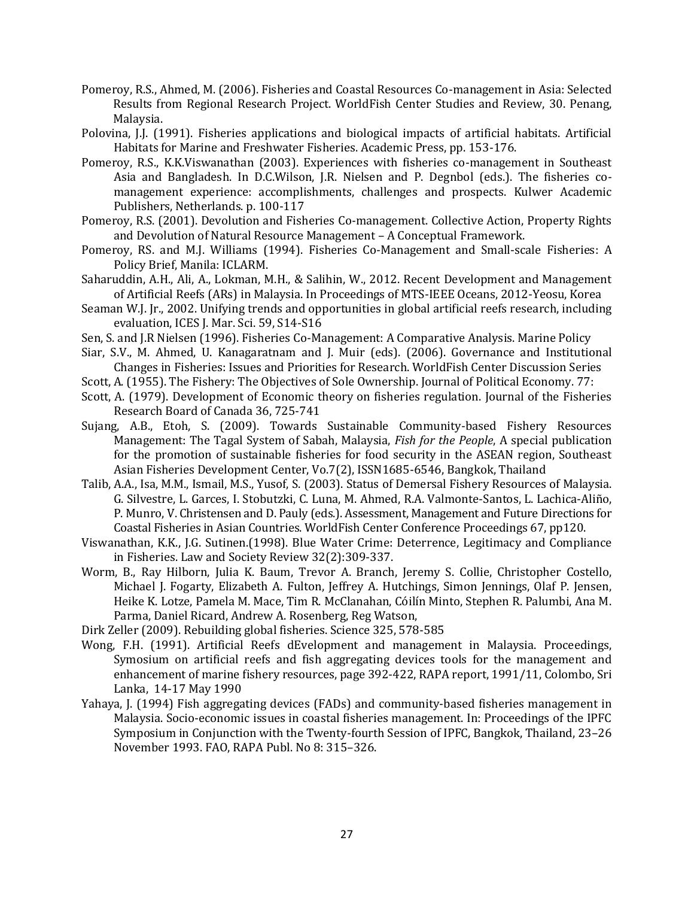Pomeroy, R.S., Ahmed, M. (2006). Fisheries and Coastal Resources Co-management in Asia: Selected Results from Regional Research Project. WorldFish Center Studies and Review, 30. Penang, Malaysia.

Polovina, J.J. (1991). Fisheries applications and biological impacts of artificial habitats. Artificial Habitats for Marine and Freshwater Fisheries. Academic Press, pp. 153-176.

Pomeroy, R.S., K.K.Viswanathan (2003). Experiences with fisheries co-management in Southeast Asia and Bangladesh. In D.C.Wilson, J.R. Nielsen and P. Degnbol (eds.). The fisheries co-management experience: accomplishments, challenges and prospects. Kulwer Academic Publishers, Netherlands. p. 100-117

Pomeroy, R.S. (2001). Devolution and Fisheries Co-management. Collective Action, Property Rights and Devolution of Natural Resource Management – A Conceptual Framework.

Pomeroy, RS. and M.J. Williams (1994). Fisheries Co-Management and Small-scale Fisheries: A Policy Brief, Manila: ICLARM.

Saharuddin, A.H., Ali, A., Lokman, M.H., & Salihin, W., 2012. Recent Development and Management of Artificial Reefs (ARs) in Malaysia. In Proceedings of MTS-IEEE Oceans, 2012-Yeosu, Korea

Seaman W.J. Jr., 2002. Unifying trends and opportunities in global artificial reefs research, including evaluation, ICES J. Mar. Sci. 59, S14-S16

Sen, S. and J.R Nielsen (1996). Fisheries Co-Management: A Comparative Analysis. Marine Policy

Siar, S.V., M. Ahmed, U. Kanagaratnam and J. Muir (eds). (2006). Governance and Institutional Changes in Fisheries: Issues and Priorities for Research. WorldFish Center Discussion Series

Scott, A. (1955). The Fishery: The Objectives of Sole Ownership. Journal of Political Economy. 77:

Scott, A. (1979). Development of Economic theory on fisheries regulation. Journal of the Fisheries Research Board of Canada 36, 725-741

Sujang, A.B., Etoh, S. (2009). Towards Sustainable Community-based Fishery Resources Management: The Tagal System of Sabah, Malaysia, *Fish for the People*, A special publication for the promotion of sustainable fisheries for food security in the ASEAN region, Southeast Asian Fisheries Development Center, Vo.7(2), ISSN1685-6546, Bangkok, Thailand

Talib, A.A., Isa, M.M., Ismail, M.S., Yusof, S. (2003). Status of Demersal Fishery Resources of Malaysia. G. Silvestre, L. Garces, I. Stobutzki, C. Luna, M. Ahmed, R.A. Valmonte-Santos, L. Lachica-Aliño, P. Munro, V. Christensen and D. Pauly (eds.). Assessment, Management and Future Directions for Coastal Fisheries in Asian Countries. WorldFish Center Conference Proceedings 67, pp120.

Viswanathan, K.K., J.G. Sutinen.(1998). Blue Water Crime: Deterrence, Legitimacy and Compliance in Fisheries. Law and Society Review 32(2):309-337.

Worm, B., Ray Hilborn, Julia K. Baum, Trevor A. Branch, Jeremy S. Collie, Christopher Costello, Michael J. Fogarty, Elizabeth A. Fulton, Jeffrey A. Hutchings, Simon Jennings, Olaf P. Jensen, Heike K. Lotze, Pamela M. Mace, Tim R. McClanahan, Cóilín Minto, Stephen R. Palumbi, Ana M. Parma, Daniel Ricard, Andrew A. Rosenberg, Reg Watson,

Dirk Zeller (2009). Rebuilding global fisheries. Science 325, 578-585

Wong, F.H. (1991). Artificial Reefs dEvelopment and management in Malaysia. Proceedings, Symosium on artificial reefs and fish aggregating devices tools for the management and enhancement of marine fishery resources, page 392-422, RAPA report, 1991/11, Colombo, Sri Lanka, 14-17 May 1990

Yahaya, J. (1994) Fish aggregating devices (FADs) and community-based fisheries management in Malaysia. Socio-economic issues in coastal fisheries management. In: Proceedings of the IPFC Symposium in Conjunction with the Twenty-fourth Session of IPFC, Bangkok, Thailand, 23–26 November 1993. FAO, RAPA Publ. No 8: 315–326.